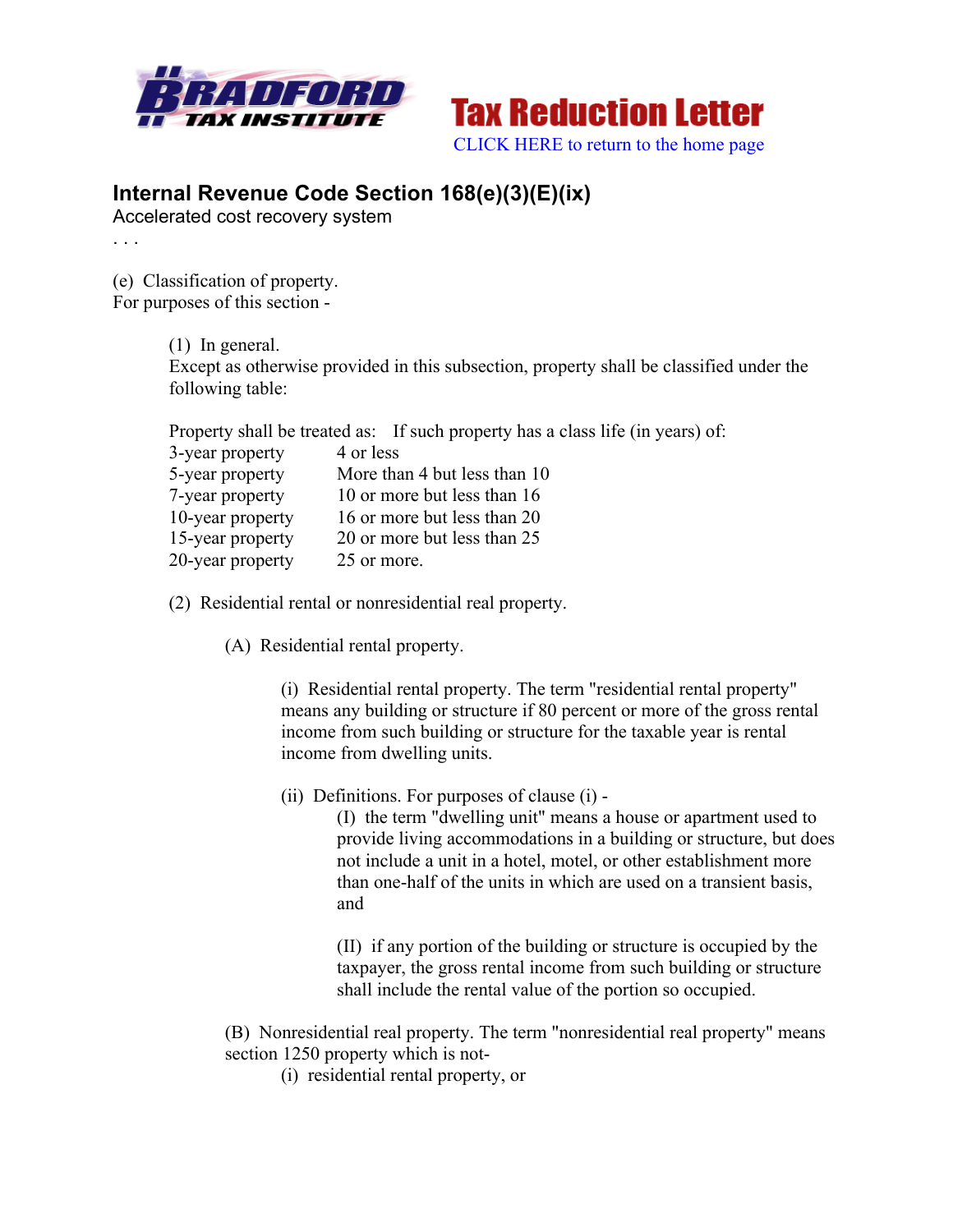Bradford Tax Institute

# Tax Reduction Letter

CLICK HERE to return to the home page

## Internal Revenue Code Section 168(e)(3)(E)(ix)

Accelerated cost recovery system

. . .

(e) Classification of property.
For purposes of this section -

(1) In general.
Except as otherwise provided in this subsection, property shall be classified under the following table:

| Property shall be treated as: | If such property has a class life (in years) of: |
| --- | --- |
| 3-year property | 4 or less |
| 5-year property | More than 4 but less than 10 |
| 7-year property | 10 or more but less than 16 |
| 10-year property | 16 or more but less than 20 |
| 15-year property | 20 or more but less than 25 |
| 20-year property | 25 or more. |

(2) Residential rental or nonresidential real property.

(A) Residential rental property.

(i) Residential rental property. The term "residential rental property" means any building or structure if 80 percent or more of the gross rental income from such building or structure for the taxable year is rental income from dwelling units.

(ii) Definitions. For purposes of clause (i) -

(I) the term "dwelling unit" means a house or apartment used to provide living accommodations in a building or structure, but does not include a unit in a hotel, motel, or other establishment more than one-half of the units in which are used on a transient basis, and

(II) if any portion of the building or structure is occupied by the taxpayer, the gross rental income from such building or structure shall include the rental value of the portion so occupied.

(B) Nonresidential real property. The term "nonresidential real property" means section 1250 property which is not-

(i) residential rental property, or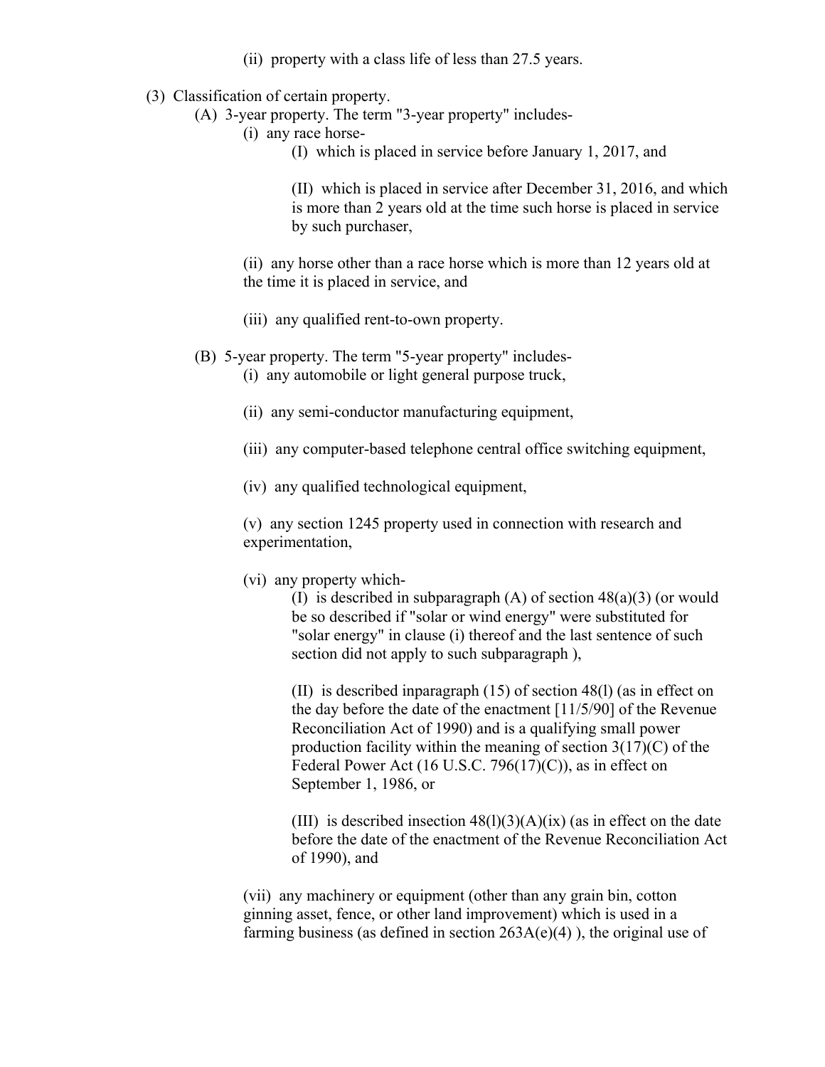(ii) property with a class life of less than 27.5 years.

(3) Classification of certain property.

(A) 3-year property. The term "3-year property" includes-

(i) any race horse-

(I) which is placed in service before January 1, 2017, and

(II) which is placed in service after December 31, 2016, and which is more than 2 years old at the time such horse is placed in service by such purchaser,

(ii) any horse other than a race horse which is more than 12 years old at the time it is placed in service, and

(iii) any qualified rent-to-own property.

(B) 5-year property. The term "5-year property" includes-

(i) any automobile or light general purpose truck,

(ii) any semi-conductor manufacturing equipment,

(iii) any computer-based telephone central office switching equipment,

(iv) any qualified technological equipment,

(v) any section 1245 property used in connection with research and experimentation,

(vi) any property which-

(I) is described in subparagraph (A) of section 48(a)(3) (or would be so described if "solar or wind energy" were substituted for "solar energy" in clause (i) thereof and the last sentence of such section did not apply to such subparagraph ),

(II) is described inparagraph (15) of section 48(l) (as in effect on the day before the date of the enactment [11/5/90] of the Revenue Reconciliation Act of 1990) and is a qualifying small power production facility within the meaning of section 3(17)(C) of the Federal Power Act (16 U.S.C. 796(17)(C)), as in effect on September 1, 1986, or

(III) is described insection 48(l)(3)(A)(ix) (as in effect on the date before the date of the enactment of the Revenue Reconciliation Act of 1990), and

(vii) any machinery or equipment (other than any grain bin, cotton ginning asset, fence, or other land improvement) which is used in a farming business (as defined in section 263A(e)(4) ), the original use of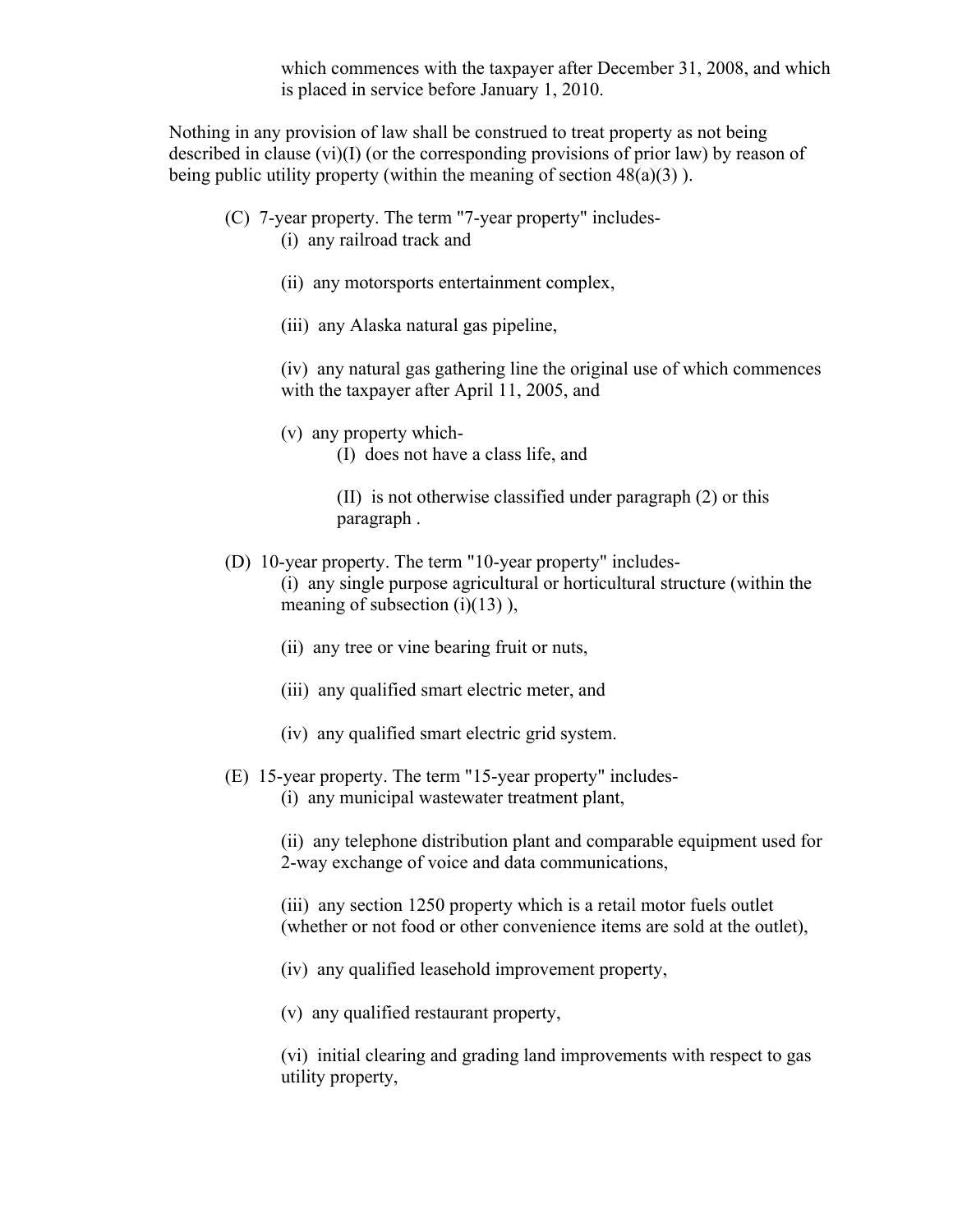which commences with the taxpayer after December 31, 2008, and which is placed in service before January 1, 2010.

Nothing in any provision of law shall be construed to treat property as not being described in clause (vi)(I) (or the corresponding provisions of prior law) by reason of being public utility property (within the meaning of section 48(a)(3) ).

(C) 7-year property. The term "7-year property" includes-

(i) any railroad track and

(ii) any motorsports entertainment complex,

(iii) any Alaska natural gas pipeline,

(iv) any natural gas gathering line the original use of which commences with the taxpayer after April 11, 2005, and

(v) any property which-

(I) does not have a class life, and

(II) is not otherwise classified under paragraph (2) or this paragraph .

(D) 10-year property. The term "10-year property" includes-

(i) any single purpose agricultural or horticultural structure (within the meaning of subsection (i)(13) ),

(ii) any tree or vine bearing fruit or nuts,

(iii) any qualified smart electric meter, and

(iv) any qualified smart electric grid system.

(E) 15-year property. The term "15-year property" includes-

(i) any municipal wastewater treatment plant,

(ii) any telephone distribution plant and comparable equipment used for 2-way exchange of voice and data communications,

(iii) any section 1250 property which is a retail motor fuels outlet (whether or not food or other convenience items are sold at the outlet),

(iv) any qualified leasehold improvement property,

(v) any qualified restaurant property,

(vi) initial clearing and grading land improvements with respect to gas utility property,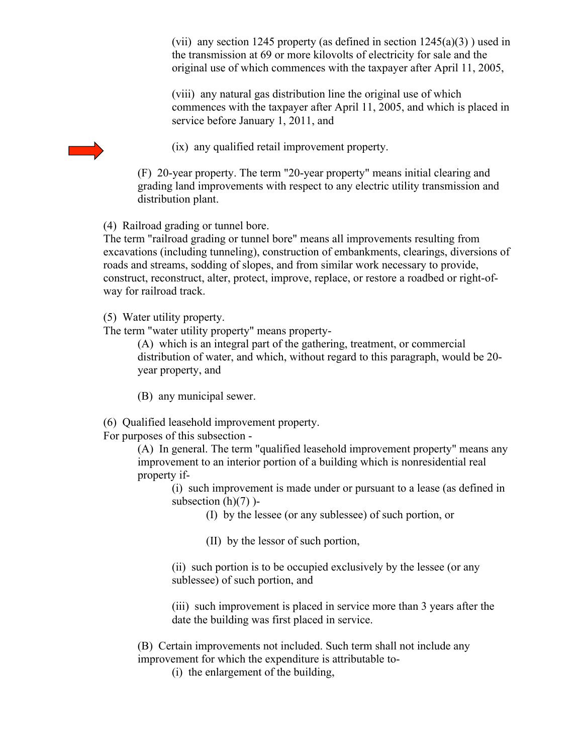(vii) any section 1245 property (as defined in section 1245(a)(3) ) used in the transmission at 69 or more kilovolts of electricity for sale and the original use of which commences with the taxpayer after April 11, 2005,

(viii) any natural gas distribution line the original use of which commences with the taxpayer after April 11, 2005, and which is placed in service before January 1, 2011, and

(ix) any qualified retail improvement property.

(F) 20-year property. The term "20-year property" means initial clearing and grading land improvements with respect to any electric utility transmission and distribution plant.

(4) Railroad grading or tunnel bore.
The term "railroad grading or tunnel bore" means all improvements resulting from excavations (including tunneling), construction of embankments, clearings, diversions of roads and streams, sodding of slopes, and from similar work necessary to provide, construct, reconstruct, alter, protect, improve, replace, or restore a roadbed or right-of-way for railroad track.

(5) Water utility property.
The term "water utility property" means property-

(A) which is an integral part of the gathering, treatment, or commercial distribution of water, and which, without regard to this paragraph, would be 20-year property, and

(B) any municipal sewer.

(6) Qualified leasehold improvement property.
For purposes of this subsection -

(A) In general. The term "qualified leasehold improvement property" means any improvement to an interior portion of a building which is nonresidential real property if-

(i) such improvement is made under or pursuant to a lease (as defined in subsection (h)(7) )-

(I) by the lessee (or any sublessee) of such portion, or

(II) by the lessor of such portion,

(ii) such portion is to be occupied exclusively by the lessee (or any sublessee) of such portion, and

(iii) such improvement is placed in service more than 3 years after the date the building was first placed in service.

(B) Certain improvements not included. Such term shall not include any improvement for which the expenditure is attributable to-

(i) the enlargement of the building,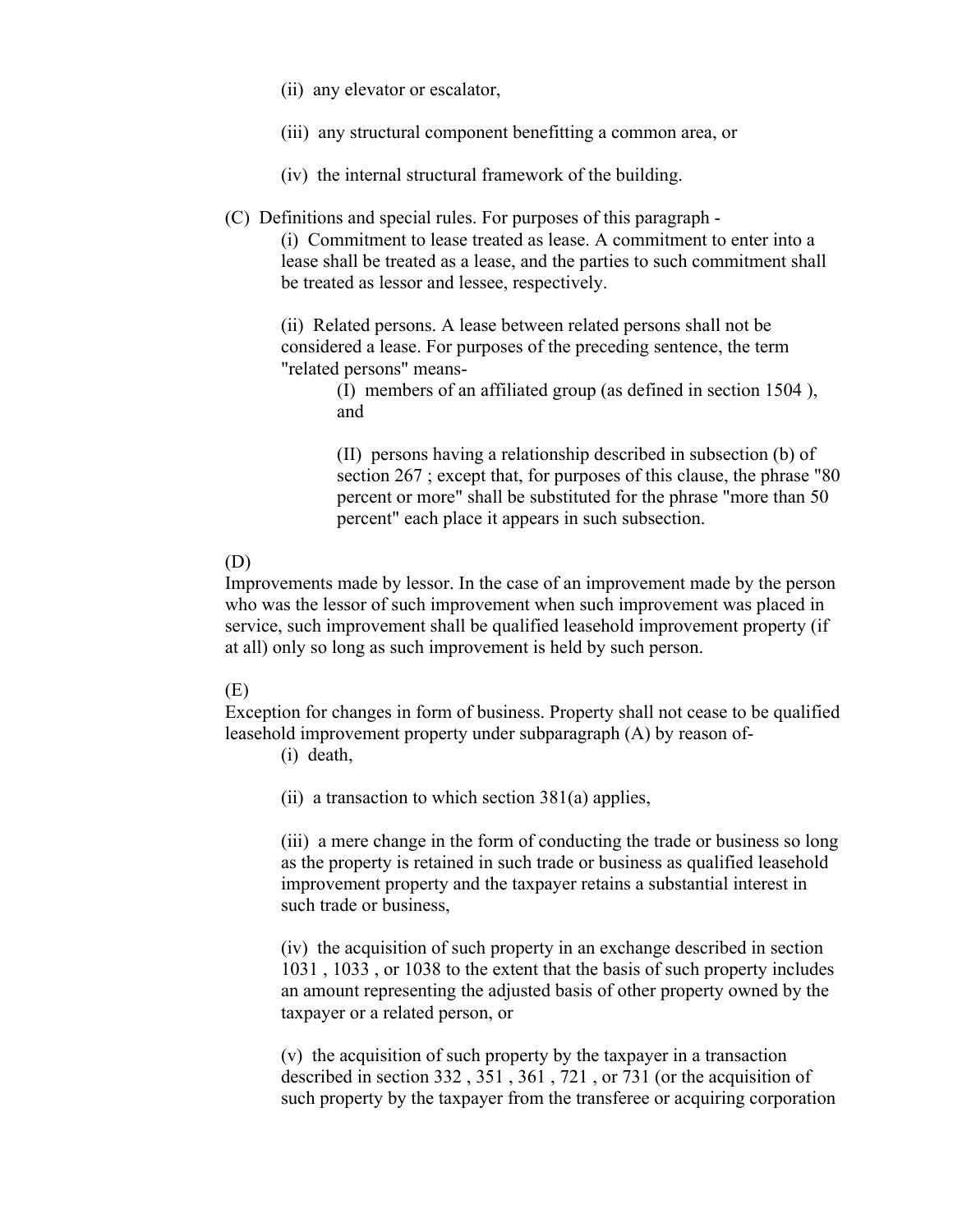(ii) any elevator or escalator,

(iii) any structural component benefitting a common area, or

(iv) the internal structural framework of the building.

(C) Definitions and special rules. For purposes of this paragraph -

(i) Commitment to lease treated as lease. A commitment to enter into a lease shall be treated as a lease, and the parties to such commitment shall be treated as lessor and lessee, respectively.

(ii) Related persons. A lease between related persons shall not be considered a lease. For purposes of the preceding sentence, the term "related persons" means-

(I) members of an affiliated group (as defined in section 1504 ), and

(II) persons having a relationship described in subsection (b) of section 267 ; except that, for purposes of this clause, the phrase "80 percent or more" shall be substituted for the phrase "more than 50 percent" each place it appears in such subsection.

(D)

Improvements made by lessor. In the case of an improvement made by the person who was the lessor of such improvement when such improvement was placed in service, such improvement shall be qualified leasehold improvement property (if at all) only so long as such improvement is held by such person.

(E)

Exception for changes in form of business. Property shall not cease to be qualified leasehold improvement property under subparagraph (A) by reason of-

(i) death,

(ii) a transaction to which section 381(a) applies,

(iii) a mere change in the form of conducting the trade or business so long as the property is retained in such trade or business as qualified leasehold improvement property and the taxpayer retains a substantial interest in such trade or business,

(iv) the acquisition of such property in an exchange described in section 1031 , 1033 , or 1038 to the extent that the basis of such property includes an amount representing the adjusted basis of other property owned by the taxpayer or a related person, or

(v) the acquisition of such property by the taxpayer in a transaction described in section 332 , 351 , 361 , 721 , or 731 (or the acquisition of such property by the taxpayer from the transferee or acquiring corporation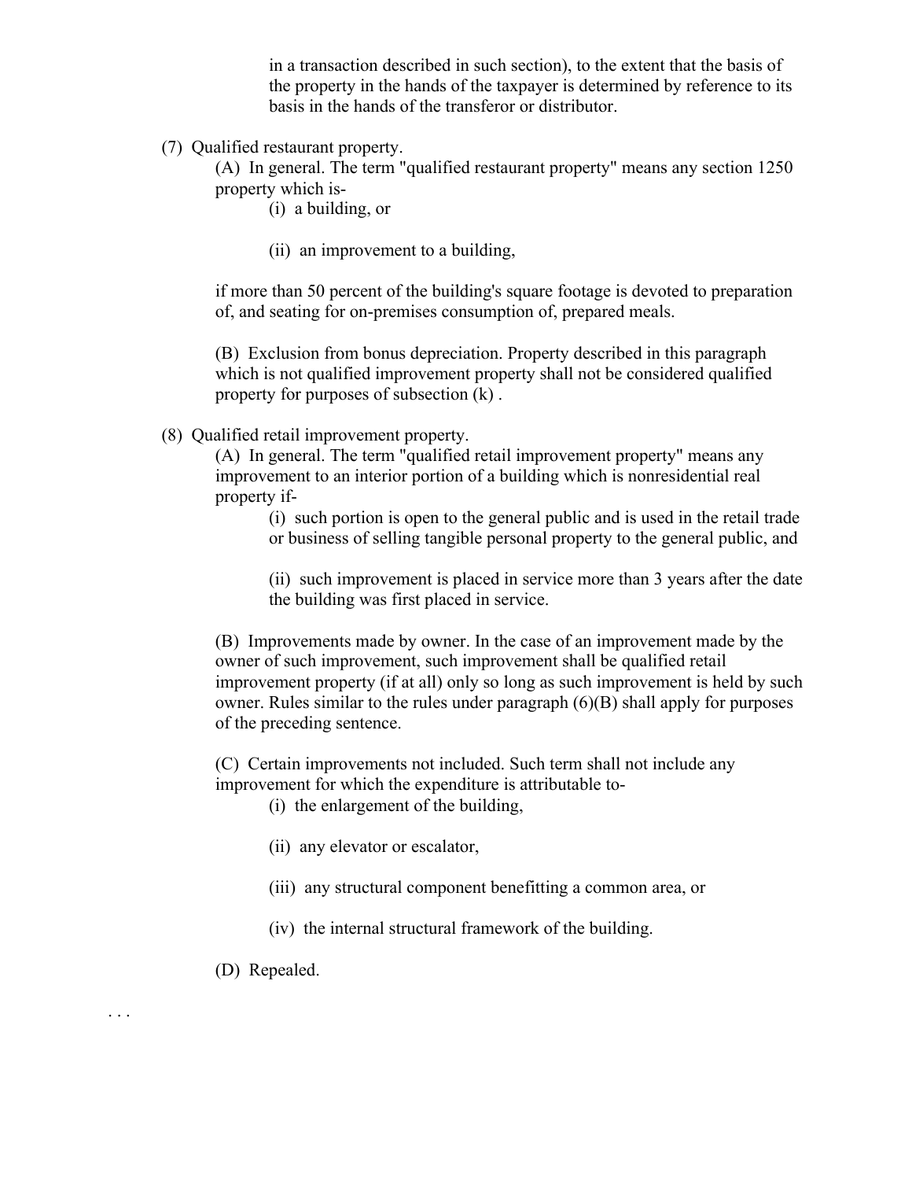in a transaction described in such section), to the extent that the basis of the property in the hands of the taxpayer is determined by reference to its basis in the hands of the transferor or distributor.

(7) Qualified restaurant property.

(A) In general. The term "qualified restaurant property" means any section 1250 property which is-

(i) a building, or

(ii) an improvement to a building,

if more than 50 percent of the building's square footage is devoted to preparation of, and seating for on-premises consumption of, prepared meals.

(B) Exclusion from bonus depreciation. Property described in this paragraph which is not qualified improvement property shall not be considered qualified property for purposes of subsection (k) .

(8) Qualified retail improvement property.

(A) In general. The term "qualified retail improvement property" means any improvement to an interior portion of a building which is nonresidential real property if-

(i) such portion is open to the general public and is used in the retail trade or business of selling tangible personal property to the general public, and

(ii) such improvement is placed in service more than 3 years after the date the building was first placed in service.

(B) Improvements made by owner. In the case of an improvement made by the owner of such improvement, such improvement shall be qualified retail improvement property (if at all) only so long as such improvement is held by such owner. Rules similar to the rules under paragraph (6)(B) shall apply for purposes of the preceding sentence.

(C) Certain improvements not included. Such term shall not include any improvement for which the expenditure is attributable to-

(i) the enlargement of the building,

(ii) any elevator or escalator,

(iii) any structural component benefitting a common area, or

(iv) the internal structural framework of the building.

(D) Repealed.

. . .